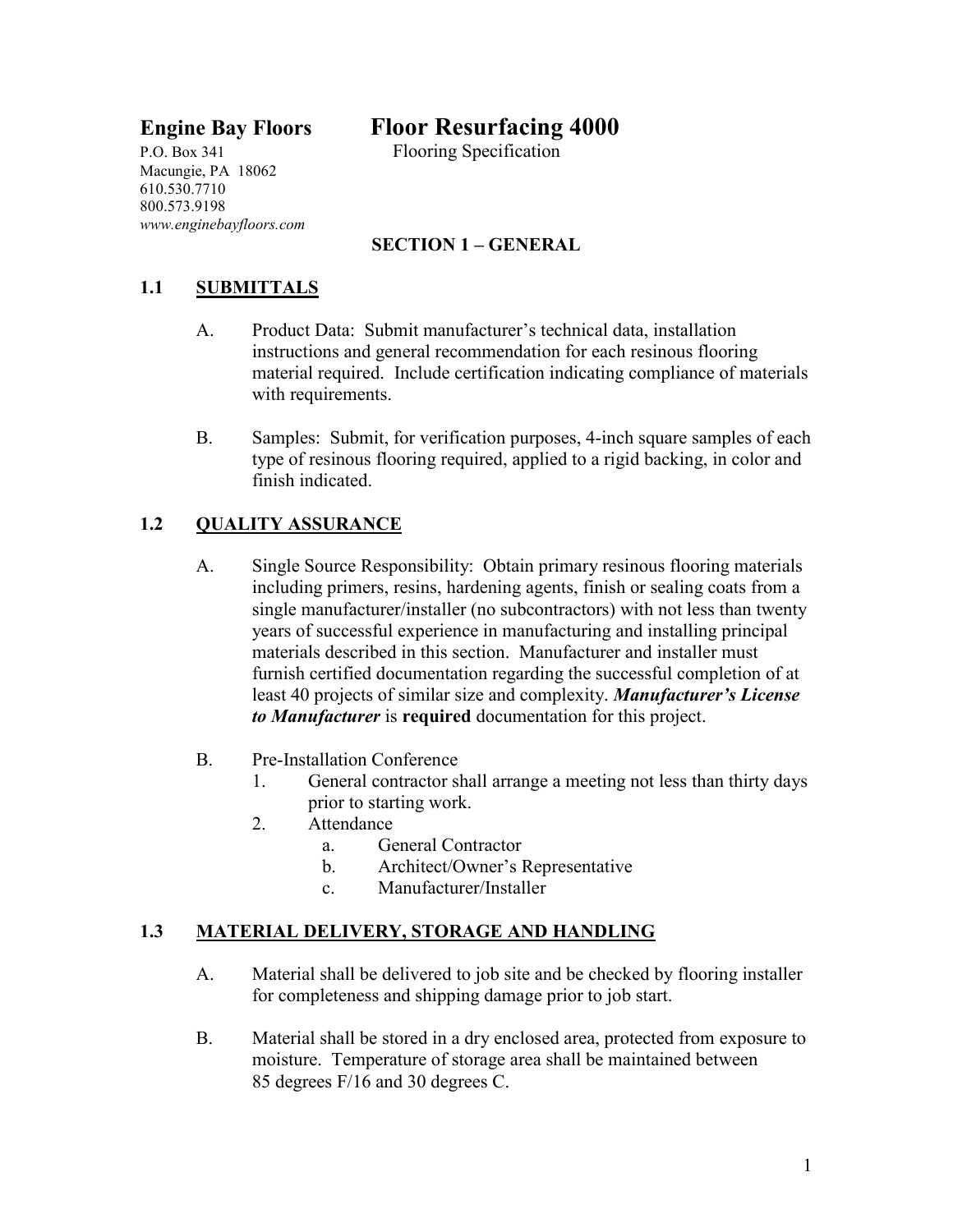**Engine Bay Floors**
P.O. Box 341
Macungie, PA 18062
610.530.7710
800.573.9198
*www.enginebayfloors.com*

# Floor Resurfacing 4000

Flooring Specification

## SECTION 1 – GENERAL

### 1.1 SUBMITTALS

A. Product Data: Submit manufacturer's technical data, installation instructions and general recommendation for each resinous flooring material required. Include certification indicating compliance of materials with requirements.

B. Samples: Submit, for verification purposes, 4-inch square samples of each type of resinous flooring required, applied to a rigid backing, in color and finish indicated.

### 1.2 QUALITY ASSURANCE

A. Single Source Responsibility: Obtain primary resinous flooring materials including primers, resins, hardening agents, finish or sealing coats from a single manufacturer/installer (no subcontractors) with not less than twenty years of successful experience in manufacturing and installing principal materials described in this section. Manufacturer and installer must furnish certified documentation regarding the successful completion of at least 40 projects of similar size and complexity. ***Manufacturer's License to Manufacturer*** is **required** documentation for this project.

B. Pre-Installation Conference
   1. General contractor shall arrange a meeting not less than thirty days prior to starting work.
   2. Attendance
      a. General Contractor
      b. Architect/Owner's Representative
      c. Manufacturer/Installer

### 1.3 MATERIAL DELIVERY, STORAGE AND HANDLING

A. Material shall be delivered to job site and be checked by flooring installer for completeness and shipping damage prior to job start.

B. Material shall be stored in a dry enclosed area, protected from exposure to moisture. Temperature of storage area shall be maintained between 85 degrees F/16 and 30 degrees C.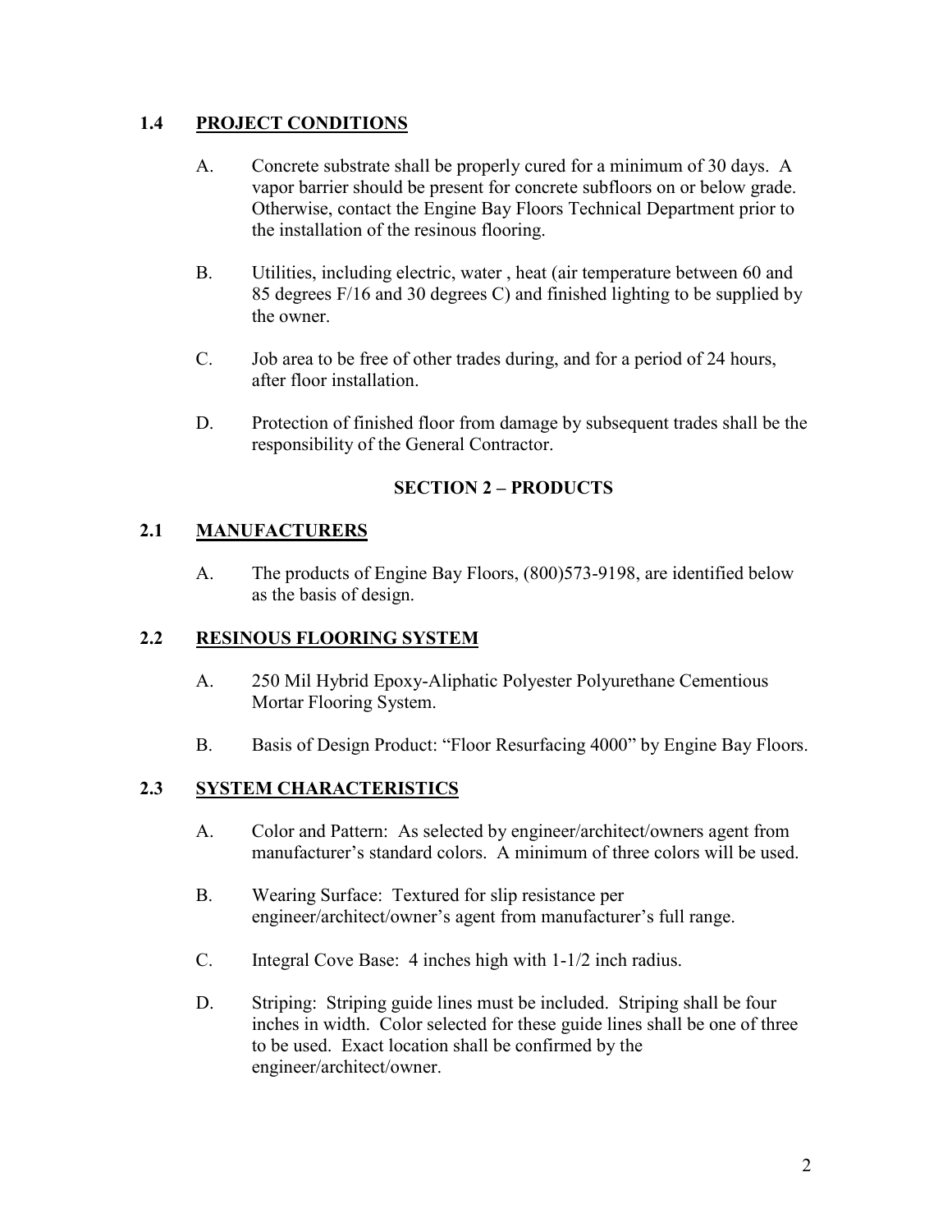## 1.4 PROJECT CONDITIONS

A. Concrete substrate shall be properly cured for a minimum of 30 days. A vapor barrier should be present for concrete subfloors on or below grade. Otherwise, contact the Engine Bay Floors Technical Department prior to the installation of the resinous flooring.

B. Utilities, including electric, water , heat (air temperature between 60 and 85 degrees F/16 and 30 degrees C) and finished lighting to be supplied by the owner.

C. Job area to be free of other trades during, and for a period of 24 hours, after floor installation.

D. Protection of finished floor from damage by subsequent trades shall be the responsibility of the General Contractor.

# SECTION 2 – PRODUCTS

## 2.1 MANUFACTURERS

A. The products of Engine Bay Floors, (800)573-9198, are identified below as the basis of design.

## 2.2 RESINOUS FLOORING SYSTEM

A. 250 Mil Hybrid Epoxy-Aliphatic Polyester Polyurethane Cementious Mortar Flooring System.

B. Basis of Design Product: "Floor Resurfacing 4000" by Engine Bay Floors.

## 2.3 SYSTEM CHARACTERISTICS

A. Color and Pattern: As selected by engineer/architect/owners agent from manufacturer's standard colors. A minimum of three colors will be used.

B. Wearing Surface: Textured for slip resistance per engineer/architect/owner's agent from manufacturer's full range.

C. Integral Cove Base: 4 inches high with 1-1/2 inch radius.

D. Striping: Striping guide lines must be included. Striping shall be four inches in width. Color selected for these guide lines shall be one of three to be used. Exact location shall be confirmed by the engineer/architect/owner.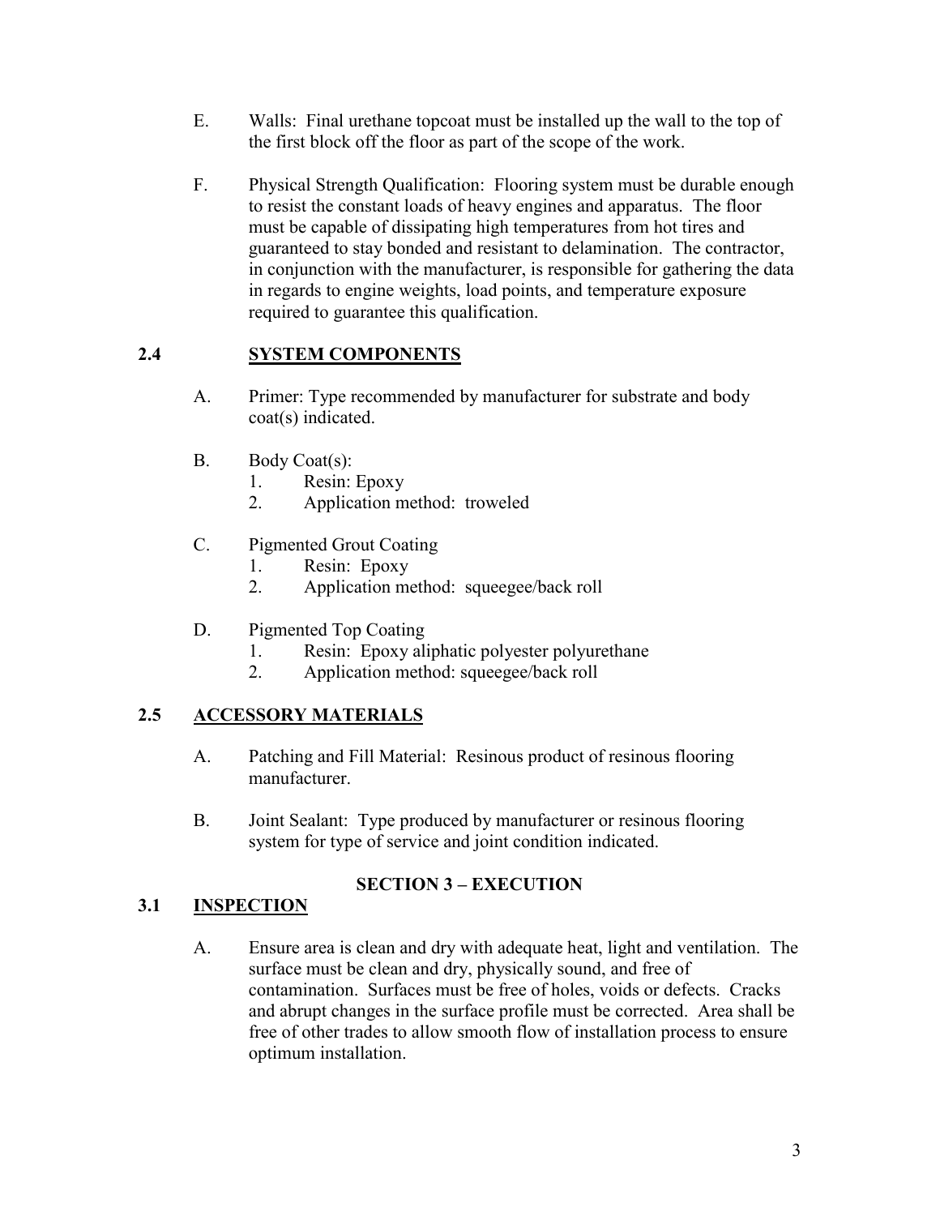E. Walls: Final urethane topcoat must be installed up the wall to the top of the first block off the floor as part of the scope of the work.

F. Physical Strength Qualification: Flooring system must be durable enough to resist the constant loads of heavy engines and apparatus. The floor must be capable of dissipating high temperatures from hot tires and guaranteed to stay bonded and resistant to delamination. The contractor, in conjunction with the manufacturer, is responsible for gathering the data in regards to engine weights, load points, and temperature exposure required to guarantee this qualification.

## 2.4 SYSTEM COMPONENTS

A. Primer: Type recommended by manufacturer for substrate and body coat(s) indicated.

B. Body Coat(s):
   1. Resin: Epoxy
   2. Application method: troweled

C. Pigmented Grout Coating
   1. Resin: Epoxy
   2. Application method: squeegee/back roll

D. Pigmented Top Coating
   1. Resin: Epoxy aliphatic polyester polyurethane
   2. Application method: squeegee/back roll

## 2.5 ACCESSORY MATERIALS

A. Patching and Fill Material: Resinous product of resinous flooring manufacturer.

B. Joint Sealant: Type produced by manufacturer or resinous flooring system for type of service and joint condition indicated.

# SECTION 3 – EXECUTION

## 3.1 INSPECTION

A. Ensure area is clean and dry with adequate heat, light and ventilation. The surface must be clean and dry, physically sound, and free of contamination. Surfaces must be free of holes, voids or defects. Cracks and abrupt changes in the surface profile must be corrected. Area shall be free of other trades to allow smooth flow of installation process to ensure optimum installation.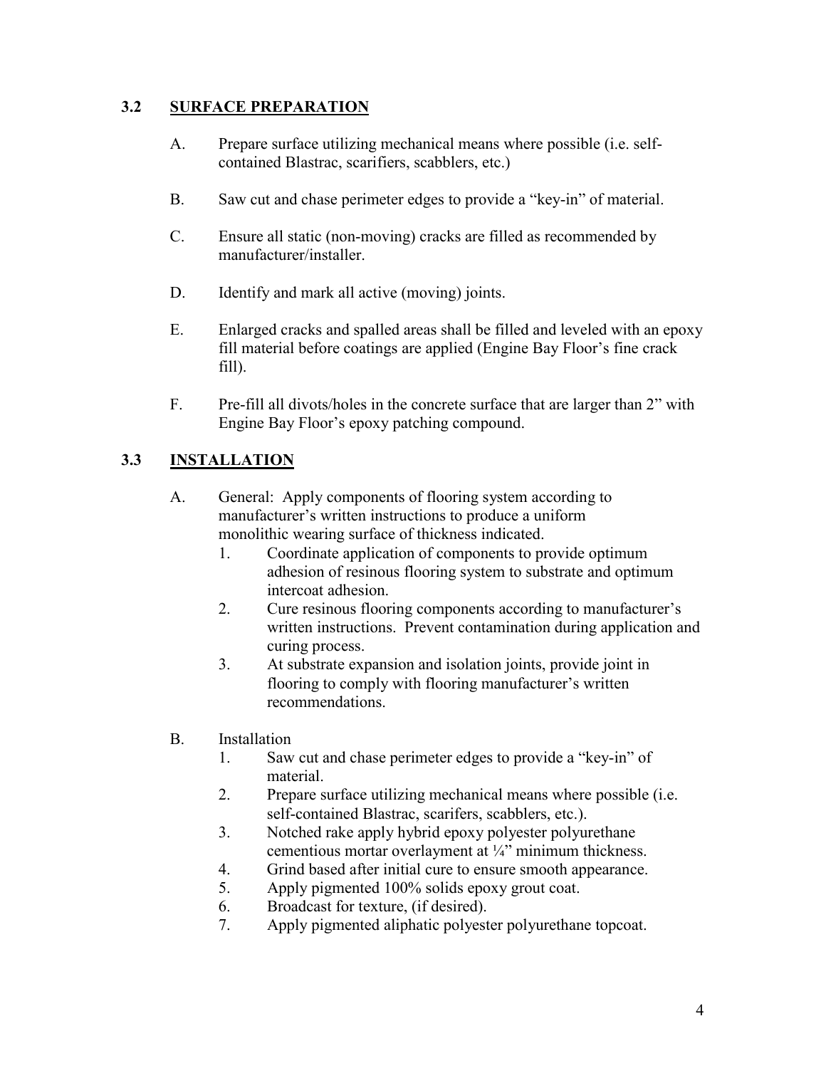## 3.2 SURFACE PREPARATION

A. Prepare surface utilizing mechanical means where possible (i.e. self-contained Blastrac, scarifiers, scabblers, etc.)

B. Saw cut and chase perimeter edges to provide a "key-in" of material.

C. Ensure all static (non-moving) cracks are filled as recommended by manufacturer/installer.

D. Identify and mark all active (moving) joints.

E. Enlarged cracks and spalled areas shall be filled and leveled with an epoxy fill material before coatings are applied (Engine Bay Floor's fine crack fill).

F. Pre-fill all divots/holes in the concrete surface that are larger than 2" with Engine Bay Floor's epoxy patching compound.

## 3.3 INSTALLATION

A. General: Apply components of flooring system according to manufacturer's written instructions to produce a uniform monolithic wearing surface of thickness indicated.
   1. Coordinate application of components to provide optimum adhesion of resinous flooring system to substrate and optimum intercoat adhesion.
   2. Cure resinous flooring components according to manufacturer's written instructions. Prevent contamination during application and curing process.
   3. At substrate expansion and isolation joints, provide joint in flooring to comply with flooring manufacturer's written recommendations.

B. Installation
   1. Saw cut and chase perimeter edges to provide a "key-in" of material.
   2. Prepare surface utilizing mechanical means where possible (i.e. self-contained Blastrac, scarifers, scabblers, etc.).
   3. Notched rake apply hybrid epoxy polyester polyurethane cementious mortar overlayment at ¼" minimum thickness.
   4. Grind based after initial cure to ensure smooth appearance.
   5. Apply pigmented 100% solids epoxy grout coat.
   6. Broadcast for texture, (if desired).
   7. Apply pigmented aliphatic polyester polyurethane topcoat.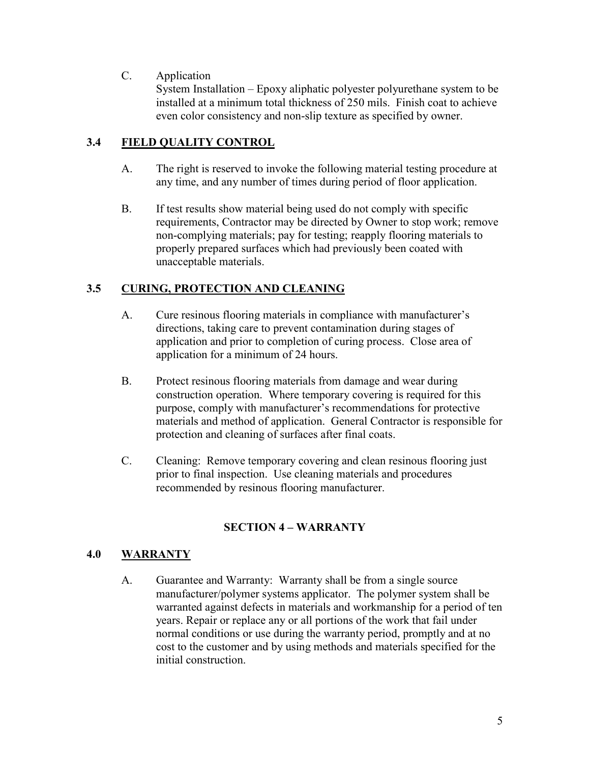C. Application

System Installation – Epoxy aliphatic polyester polyurethane system to be installed at a minimum total thickness of 250 mils. Finish coat to achieve even color consistency and non-slip texture as specified by owner.

### 3.4 FIELD QUALITY CONTROL

A. The right is reserved to invoke the following material testing procedure at any time, and any number of times during period of floor application.

B. If test results show material being used do not comply with specific requirements, Contractor may be directed by Owner to stop work; remove non-complying materials; pay for testing; reapply flooring materials to properly prepared surfaces which had previously been coated with unacceptable materials.

### 3.5 CURING, PROTECTION AND CLEANING

A. Cure resinous flooring materials in compliance with manufacturer's directions, taking care to prevent contamination during stages of application and prior to completion of curing process. Close area of application for a minimum of 24 hours.

B. Protect resinous flooring materials from damage and wear during construction operation. Where temporary covering is required for this purpose, comply with manufacturer's recommendations for protective materials and method of application. General Contractor is responsible for protection and cleaning of surfaces after final coats.

C. Cleaning: Remove temporary covering and clean resinous flooring just prior to final inspection. Use cleaning materials and procedures recommended by resinous flooring manufacturer.

## SECTION 4 – WARRANTY

### 4.0 WARRANTY

A. Guarantee and Warranty: Warranty shall be from a single source manufacturer/polymer systems applicator. The polymer system shall be warranted against defects in materials and workmanship for a period of ten years. Repair or replace any or all portions of the work that fail under normal conditions or use during the warranty period, promptly and at no cost to the customer and by using methods and materials specified for the initial construction.